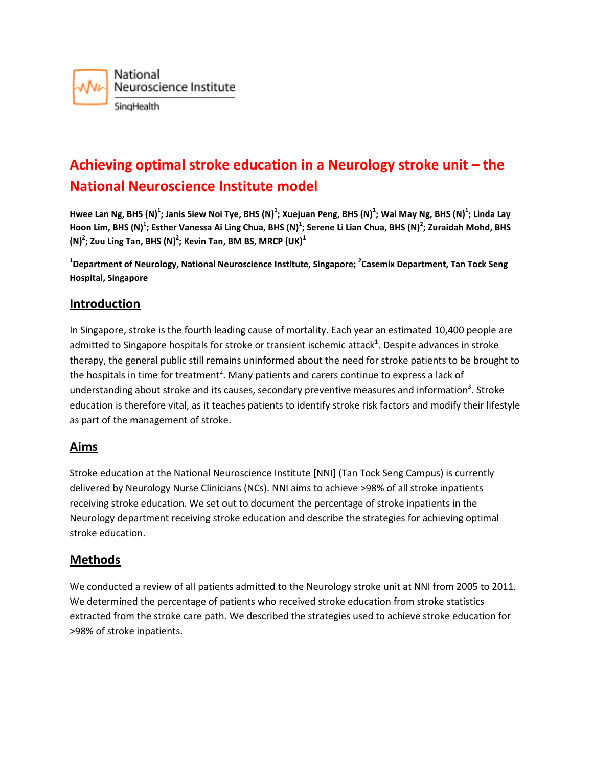# Achieving optimal stroke education in a Neurology stroke unit – the National Neuroscience Institute model

**Hwee Lan Ng, BHS (N)[1]; Janis Siew Noi Tye, BHS (N)[1]; Xuejuan Peng, BHS (N)[1]; Wai May Ng, BHS (N)[1]; Linda Lay Hoon Lim, BHS (N)[1]; Esther Vanessa Ai Ling Chua, BHS (N)[1]; Serene Li Lian Chua, BHS (N)[2]; Zuraidah Mohd, BHS (N)[2]; Zuu Ling Tan, BHS (N)[2]; Kevin Tan, BM BS, MRCP (UK)[1]**

**[1]Department of Neurology, National Neuroscience Institute, Singapore; [2]Casemix Department, Tan Tock Seng Hospital, Singapore**

## Introduction

In Singapore, stroke is the fourth leading cause of mortality. Each year an estimated 10,400 people are admitted to Singapore hospitals for stroke or transient ischemic attack[1]. Despite advances in stroke therapy, the general public still remains uninformed about the need for stroke patients to be brought to the hospitals in time for treatment[2]. Many patients and carers continue to express a lack of understanding about stroke and its causes, secondary preventive measures and information[3]. Stroke education is therefore vital, as it teaches patients to identify stroke risk factors and modify their lifestyle as part of the management of stroke.

## Aims

Stroke education at the National Neuroscience Institute [NNI] (Tan Tock Seng Campus) is currently delivered by Neurology Nurse Clinicians (NCs). NNI aims to achieve >98% of all stroke inpatients receiving stroke education. We set out to document the percentage of stroke inpatients in the Neurology department receiving stroke education and describe the strategies for achieving optimal stroke education.

## Methods

We conducted a review of all patients admitted to the Neurology stroke unit at NNI from 2005 to 2011. We determined the percentage of patients who received stroke education from stroke statistics extracted from the stroke care path. We described the strategies used to achieve stroke education for >98% of stroke inpatients.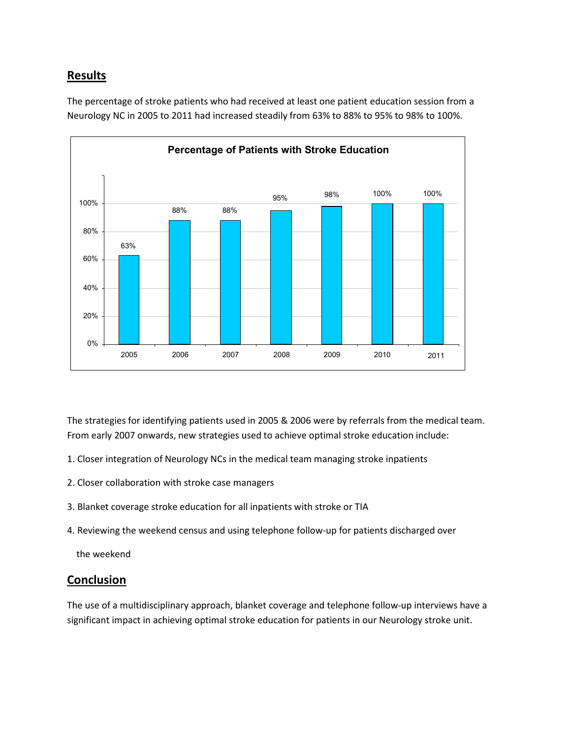## Results

The percentage of stroke patients who had received at least one patient education session from a Neurology NC in 2005 to 2011 had increased steadily from 63% to 88% to 95% to 98% to 100%.

**Percentage of Patients with Stroke Education**

| Year | 2005 | 2006 | 2007 | 2008 | 2009 | 2010 | 2011 |
|---|---|---|---|---|---|---|---|
| Percentage | 63% | 88% | 88% | 95% | 98% | 100% | 100% |

The strategies for identifying patients used in 2005 & 2006 were by referrals from the medical team. From early 2007 onwards, new strategies used to achieve optimal stroke education include:

1. Closer integration of Neurology NCs in the medical team managing stroke inpatients
2. Closer collaboration with stroke case managers
3. Blanket coverage stroke education for all inpatients with stroke or TIA
4. Reviewing the weekend census and using telephone follow-up for patients discharged over the weekend

## Conclusion

The use of a multidisciplinary approach, blanket coverage and telephone follow-up interviews have a significant impact in achieving optimal stroke education for patients in our Neurology stroke unit.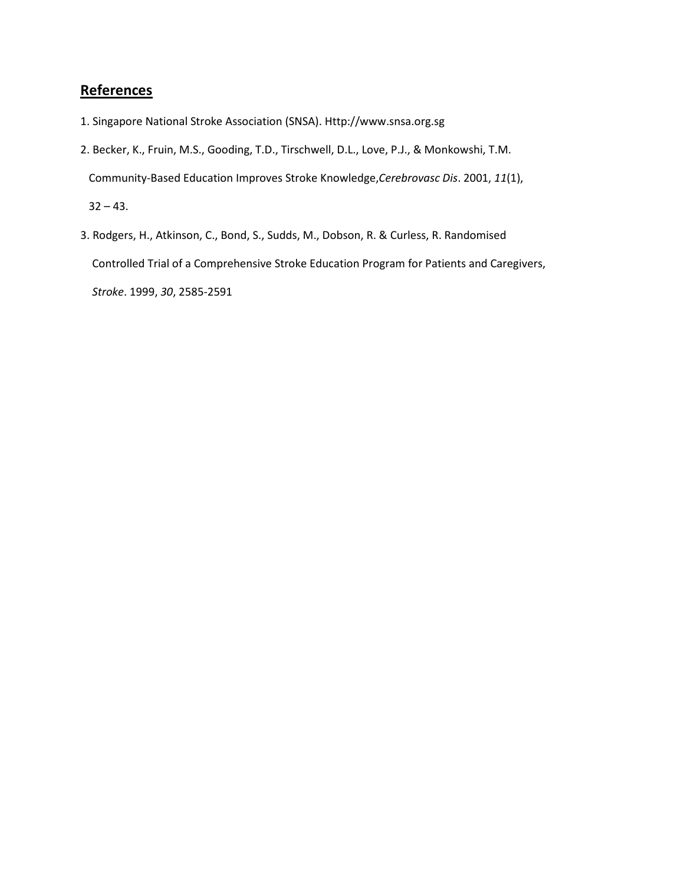## References

1. Singapore National Stroke Association (SNSA). Http://www.snsa.org.sg

2. Becker, K., Fruin, M.S., Gooding, T.D., Tirschwell, D.L., Love, P.J., & Monkowshi, T.M. Community-Based Education Improves Stroke Knowledge,*Cerebrovasc Dis*. 2001, *11*(1), 32 – 43.

3. Rodgers, H., Atkinson, C., Bond, S., Sudds, M., Dobson, R. & Curless, R. Randomised Controlled Trial of a Comprehensive Stroke Education Program for Patients and Caregivers, *Stroke*. 1999, *30*, 2585-2591